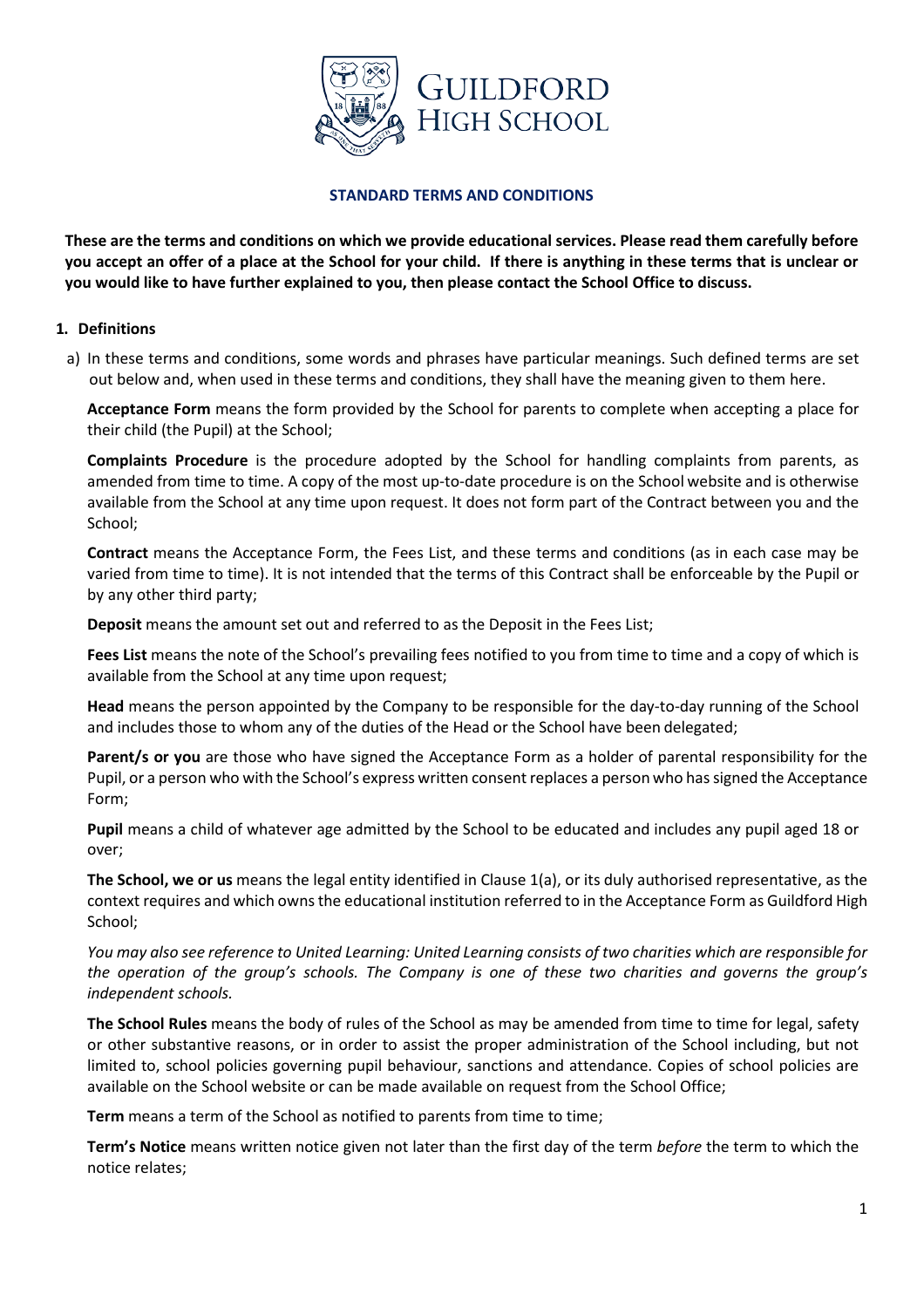GUILDFORD HIGH SCHOOL

## STANDARD TERMS AND CONDITIONS

**These are the terms and conditions on which we provide educational services. Please read them carefully before you accept an offer of a place at the School for your child. If there is anything in these terms that is unclear or you would like to have further explained to you, then please contact the School Office to discuss.**

### 1. Definitions

a) In these terms and conditions, some words and phrases have particular meanings. Such defined terms are set out below and, when used in these terms and conditions, they shall have the meaning given to them here.

**Acceptance Form** means the form provided by the School for parents to complete when accepting a place for their child (the Pupil) at the School;

**Complaints Procedure** is the procedure adopted by the School for handling complaints from parents, as amended from time to time. A copy of the most up-to-date procedure is on the School website and is otherwise available from the School at any time upon request. It does not form part of the Contract between you and the School;

**Contract** means the Acceptance Form, the Fees List, and these terms and conditions (as in each case may be varied from time to time). It is not intended that the terms of this Contract shall be enforceable by the Pupil or by any other third party;

**Deposit** means the amount set out and referred to as the Deposit in the Fees List;

**Fees List** means the note of the School's prevailing fees notified to you from time to time and a copy of which is available from the School at any time upon request;

**Head** means the person appointed by the Company to be responsible for the day-to-day running of the School and includes those to whom any of the duties of the Head or the School have been delegated;

**Parent/s or you** are those who have signed the Acceptance Form as a holder of parental responsibility for the Pupil, or a person who with the School's express written consent replaces a person who has signed the Acceptance Form;

**Pupil** means a child of whatever age admitted by the School to be educated and includes any pupil aged 18 or over;

**The School, we or us** means the legal entity identified in Clause 1(a), or its duly authorised representative, as the context requires and which owns the educational institution referred to in the Acceptance Form as Guildford High School;

*You may also see reference to United Learning: United Learning consists of two charities which are responsible for the operation of the group's schools. The Company is one of these two charities and governs the group's independent schools.*

**The School Rules** means the body of rules of the School as may be amended from time to time for legal, safety or other substantive reasons, or in order to assist the proper administration of the School including, but not limited to, school policies governing pupil behaviour, sanctions and attendance. Copies of school policies are available on the School website or can be made available on request from the School Office;

**Term** means a term of the School as notified to parents from time to time;

**Term's Notice** means written notice given not later than the first day of the term *before* the term to which the notice relates;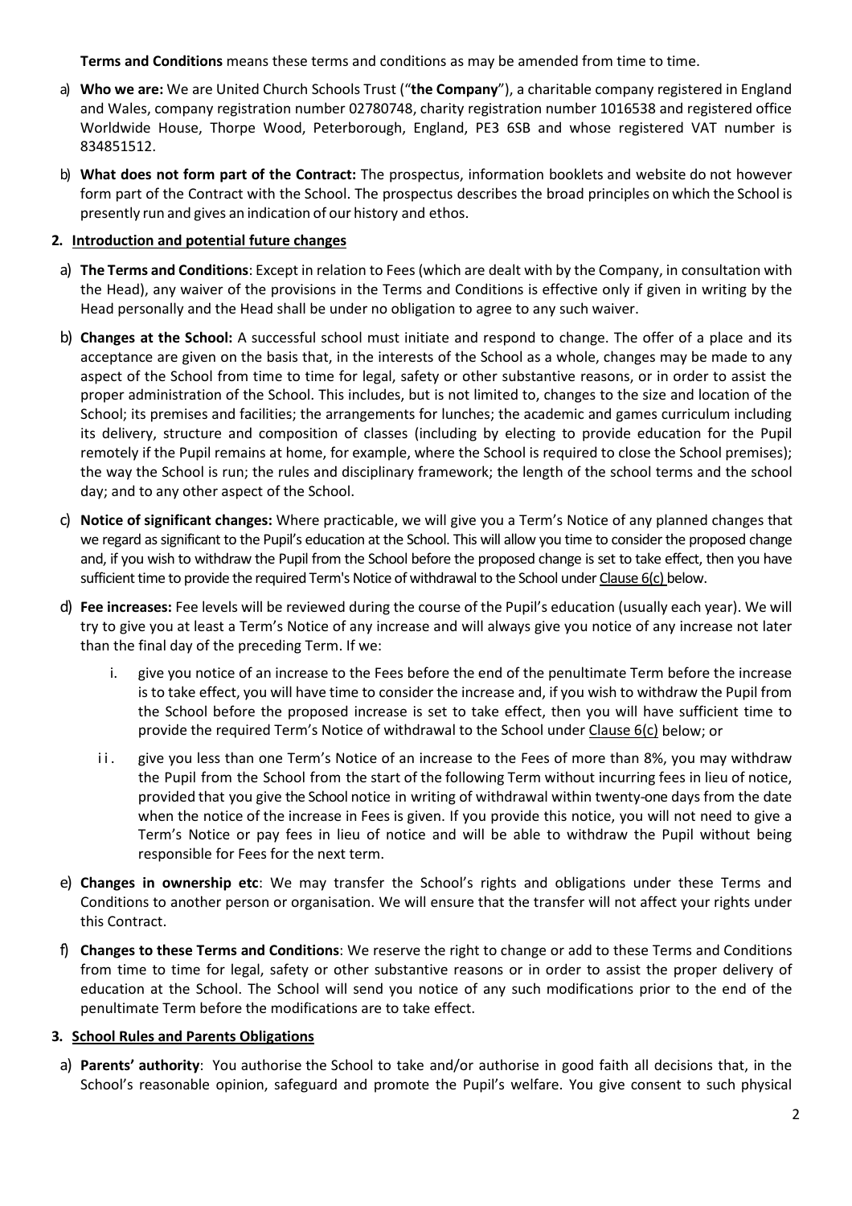**Terms and Conditions** means these terms and conditions as may be amended from time to time.

a) **Who we are:** We are United Church Schools Trust ("**the Company**"), a charitable company registered in England and Wales, company registration number 02780748, charity registration number 1016538 and registered office Worldwide House, Thorpe Wood, Peterborough, England, PE3 6SB and whose registered VAT number is 834851512.

b) **What does not form part of the Contract:** The prospectus, information booklets and website do not however form part of the Contract with the School. The prospectus describes the broad principles on which the School is presently run and gives an indication of our history and ethos.

## 2. Introduction and potential future changes

a) **The Terms and Conditions**: Except in relation to Fees (which are dealt with by the Company, in consultation with the Head), any waiver of the provisions in the Terms and Conditions is effective only if given in writing by the Head personally and the Head shall be under no obligation to agree to any such waiver.

b) **Changes at the School:** A successful school must initiate and respond to change. The offer of a place and its acceptance are given on the basis that, in the interests of the School as a whole, changes may be made to any aspect of the School from time to time for legal, safety or other substantive reasons, or in order to assist the proper administration of the School. This includes, but is not limited to, changes to the size and location of the School; its premises and facilities; the arrangements for lunches; the academic and games curriculum including its delivery, structure and composition of classes (including by electing to provide education for the Pupil remotely if the Pupil remains at home, for example, where the School is required to close the School premises); the way the School is run; the rules and disciplinary framework; the length of the school terms and the school day; and to any other aspect of the School.

c) **Notice of significant changes:** Where practicable, we will give you a Term's Notice of any planned changes that we regard as significant to the Pupil's education at the School. This will allow you time to consider the proposed change and, if you wish to withdraw the Pupil from the School before the proposed change is set to take effect, then you have sufficient time to provide the required Term's Notice of withdrawal to the School under Clause 6(c) below.

d) **Fee increases:** Fee levels will be reviewed during the course of the Pupil's education (usually each year). We will try to give you at least a Term's Notice of any increase and will always give you notice of any increase not later than the final day of the preceding Term. If we:

   i. give you notice of an increase to the Fees before the end of the penultimate Term before the increase is to take effect, you will have time to consider the increase and, if you wish to withdraw the Pupil from the School before the proposed increase is set to take effect, then you will have sufficient time to provide the required Term's Notice of withdrawal to the School under Clause 6(c) below; or

   ii. give you less than one Term's Notice of an increase to the Fees of more than 8%, you may withdraw the Pupil from the School from the start of the following Term without incurring fees in lieu of notice, provided that you give the School notice in writing of withdrawal within twenty-one days from the date when the notice of the increase in Fees is given. If you provide this notice, you will not need to give a Term's Notice or pay fees in lieu of notice and will be able to withdraw the Pupil without being responsible for Fees for the next term.

e) **Changes in ownership etc**: We may transfer the School's rights and obligations under these Terms and Conditions to another person or organisation. We will ensure that the transfer will not affect your rights under this Contract.

f) **Changes to these Terms and Conditions**: We reserve the right to change or add to these Terms and Conditions from time to time for legal, safety or other substantive reasons or in order to assist the proper delivery of education at the School. The School will send you notice of any such modifications prior to the end of the penultimate Term before the modifications are to take effect.

## 3. School Rules and Parents Obligations

a) **Parents' authority**: You authorise the School to take and/or authorise in good faith all decisions that, in the School's reasonable opinion, safeguard and promote the Pupil's welfare. You give consent to such physical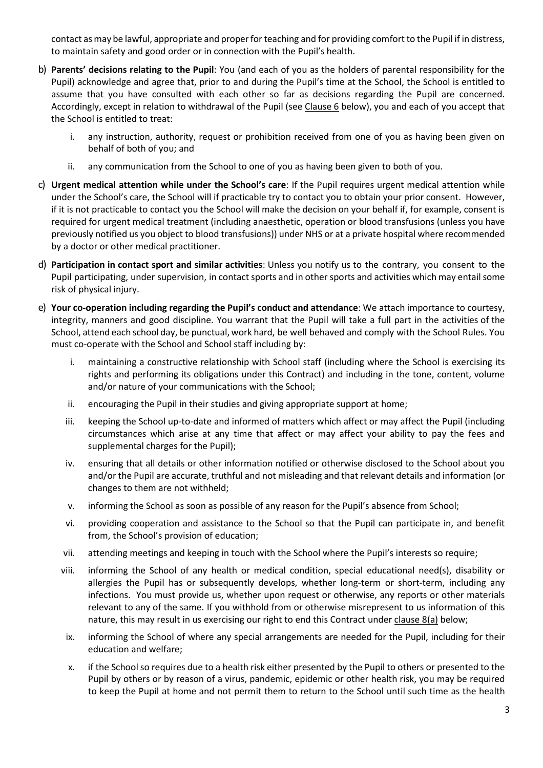contact as may be lawful, appropriate and proper for teaching and for providing comfort to the Pupil if in distress, to maintain safety and good order or in connection with the Pupil's health.

b) **Parents' decisions relating to the Pupil**: You (and each of you as the holders of parental responsibility for the Pupil) acknowledge and agree that, prior to and during the Pupil's time at the School, the School is entitled to assume that you have consulted with each other so far as decisions regarding the Pupil are concerned. Accordingly, except in relation to withdrawal of the Pupil (see Clause 6 below), you and each of you accept that the School is entitled to treat:

   i. any instruction, authority, request or prohibition received from one of you as having been given on behalf of both of you; and

   ii. any communication from the School to one of you as having been given to both of you.

c) **Urgent medical attention while under the School's care**: If the Pupil requires urgent medical attention while under the School's care, the School will if practicable try to contact you to obtain your prior consent. However, if it is not practicable to contact you the School will make the decision on your behalf if, for example, consent is required for urgent medical treatment (including anaesthetic, operation or blood transfusions (unless you have previously notified us you object to blood transfusions)) under NHS or at a private hospital where recommended by a doctor or other medical practitioner.

d) **Participation in contact sport and similar activities**: Unless you notify us to the contrary, you consent to the Pupil participating, under supervision, in contact sports and in other sports and activities which may entail some risk of physical injury.

e) **Your co-operation including regarding the Pupil's conduct and attendance**: We attach importance to courtesy, integrity, manners and good discipline. You warrant that the Pupil will take a full part in the activities of the School, attend each school day, be punctual, work hard, be well behaved and comply with the School Rules. You must co-operate with the School and School staff including by:

   i. maintaining a constructive relationship with School staff (including where the School is exercising its rights and performing its obligations under this Contract) and including in the tone, content, volume and/or nature of your communications with the School;

   ii. encouraging the Pupil in their studies and giving appropriate support at home;

   iii. keeping the School up-to-date and informed of matters which affect or may affect the Pupil (including circumstances which arise at any time that affect or may affect your ability to pay the fees and supplemental charges for the Pupil);

   iv. ensuring that all details or other information notified or otherwise disclosed to the School about you and/or the Pupil are accurate, truthful and not misleading and that relevant details and information (or changes to them are not withheld;

   v. informing the School as soon as possible of any reason for the Pupil's absence from School;

   vi. providing cooperation and assistance to the School so that the Pupil can participate in, and benefit from, the School's provision of education;

   vii. attending meetings and keeping in touch with the School where the Pupil's interests so require;

   viii. informing the School of any health or medical condition, special educational need(s), disability or allergies the Pupil has or subsequently develops, whether long-term or short-term, including any infections. You must provide us, whether upon request or otherwise, any reports or other materials relevant to any of the same. If you withhold from or otherwise misrepresent to us information of this nature, this may result in us exercising our right to end this Contract under clause 8(a) below;

   ix. informing the School of where any special arrangements are needed for the Pupil, including for their education and welfare;

   x. if the School so requires due to a health risk either presented by the Pupil to others or presented to the Pupil by others or by reason of a virus, pandemic, epidemic or other health risk, you may be required to keep the Pupil at home and not permit them to return to the School until such time as the health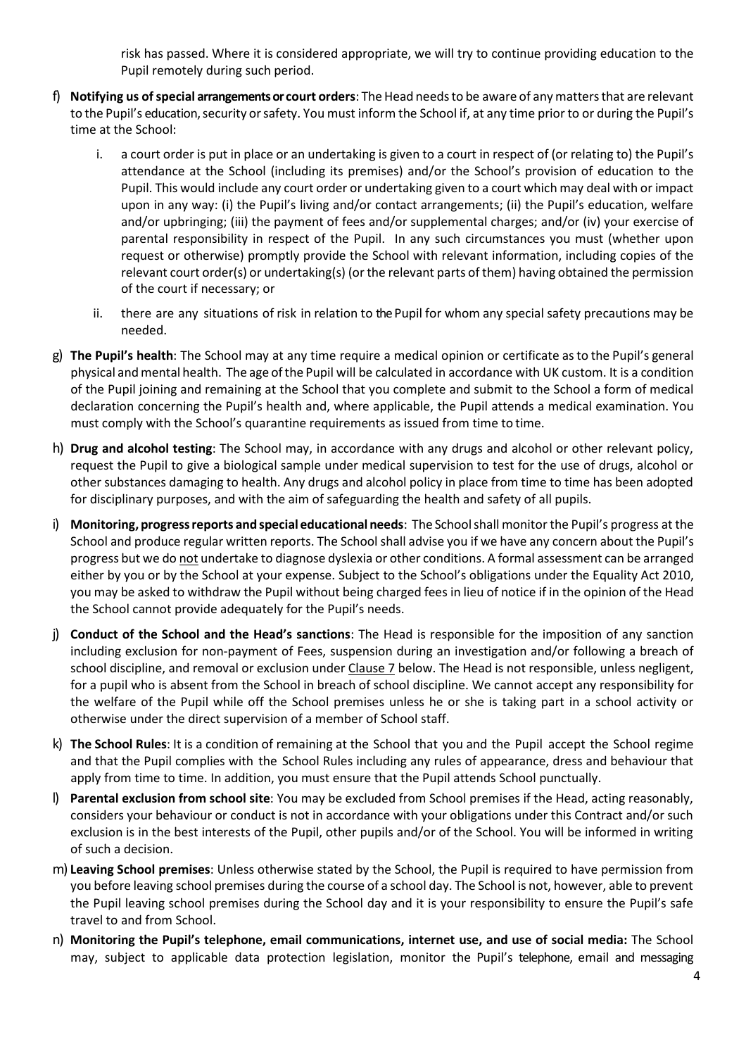risk has passed. Where it is considered appropriate, we will try to continue providing education to the Pupil remotely during such period.

f) **Notifying us of special arrangements or court orders**: The Head needs to be aware of any matters that are relevant to the Pupil's education, security or safety. You must inform the School if, at any time prior to or during the Pupil's time at the School:

   i. a court order is put in place or an undertaking is given to a court in respect of (or relating to) the Pupil's attendance at the School (including its premises) and/or the School's provision of education to the Pupil. This would include any court order or undertaking given to a court which may deal with or impact upon in any way: (i) the Pupil's living and/or contact arrangements; (ii) the Pupil's education, welfare and/or upbringing; (iii) the payment of fees and/or supplemental charges; and/or (iv) your exercise of parental responsibility in respect of the Pupil. In any such circumstances you must (whether upon request or otherwise) promptly provide the School with relevant information, including copies of the relevant court order(s) or undertaking(s) (or the relevant parts of them) having obtained the permission of the court if necessary; or

   ii. there are any situations of risk in relation to the Pupil for whom any special safety precautions may be needed.

g) **The Pupil's health**: The School may at any time require a medical opinion or certificate as to the Pupil's general physical and mental health. The age of the Pupil will be calculated in accordance with UK custom. It is a condition of the Pupil joining and remaining at the School that you complete and submit to the School a form of medical declaration concerning the Pupil's health and, where applicable, the Pupil attends a medical examination. You must comply with the School's quarantine requirements as issued from time to time.

h) **Drug and alcohol testing**: The School may, in accordance with any drugs and alcohol or other relevant policy, request the Pupil to give a biological sample under medical supervision to test for the use of drugs, alcohol or other substances damaging to health. Any drugs and alcohol policy in place from time to time has been adopted for disciplinary purposes, and with the aim of safeguarding the health and safety of all pupils.

i) **Monitoring, progress reports and special educational needs**: The School shall monitor the Pupil's progress at the School and produce regular written reports. The School shall advise you if we have any concern about the Pupil's progress but we do not undertake to diagnose dyslexia or other conditions. A formal assessment can be arranged either by you or by the School at your expense. Subject to the School's obligations under the Equality Act 2010, you may be asked to withdraw the Pupil without being charged fees in lieu of notice if in the opinion of the Head the School cannot provide adequately for the Pupil's needs.

j) **Conduct of the School and the Head's sanctions**: The Head is responsible for the imposition of any sanction including exclusion for non-payment of Fees, suspension during an investigation and/or following a breach of school discipline, and removal or exclusion under Clause 7 below. The Head is not responsible, unless negligent, for a pupil who is absent from the School in breach of school discipline. We cannot accept any responsibility for the welfare of the Pupil while off the School premises unless he or she is taking part in a school activity or otherwise under the direct supervision of a member of School staff.

k) **The School Rules**: It is a condition of remaining at the School that you and the Pupil accept the School regime and that the Pupil complies with the School Rules including any rules of appearance, dress and behaviour that apply from time to time. In addition, you must ensure that the Pupil attends School punctually.

l) **Parental exclusion from school site**: You may be excluded from School premises if the Head, acting reasonably, considers your behaviour or conduct is not in accordance with your obligations under this Contract and/or such exclusion is in the best interests of the Pupil, other pupils and/or of the School. You will be informed in writing of such a decision.

m) **Leaving School premises**: Unless otherwise stated by the School, the Pupil is required to have permission from you before leaving school premises during the course of a school day. The School is not, however, able to prevent the Pupil leaving school premises during the School day and it is your responsibility to ensure the Pupil's safe travel to and from School.

n) **Monitoring the Pupil's telephone, email communications, internet use, and use of social media:** The School may, subject to applicable data protection legislation, monitor the Pupil's telephone, email and messaging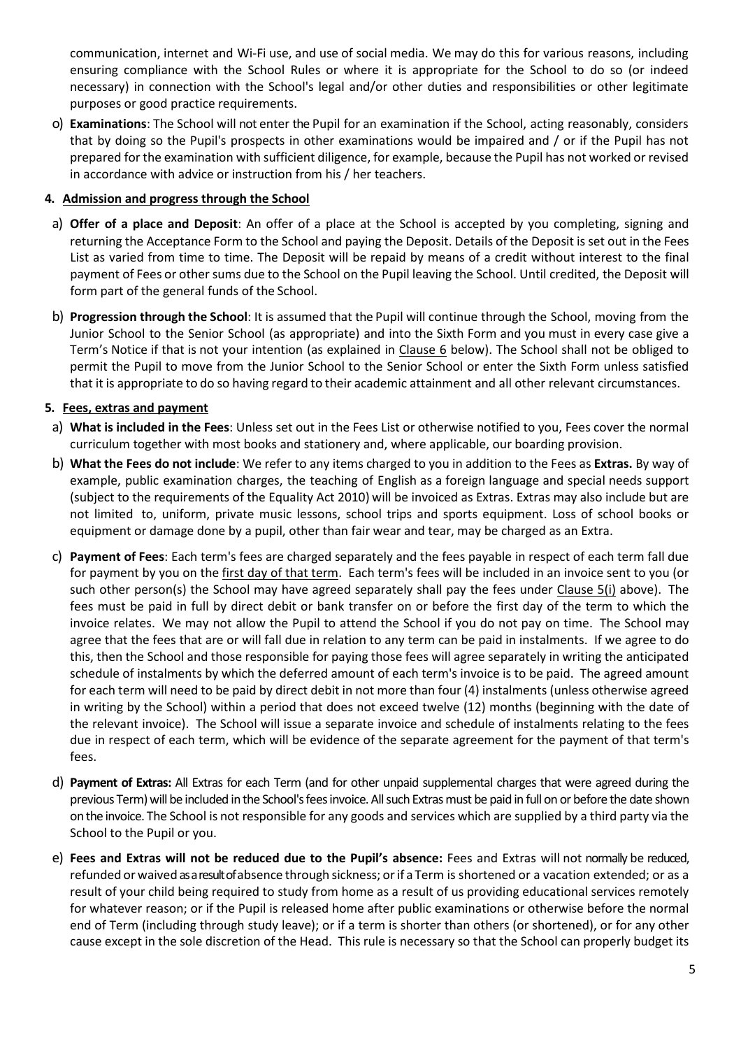communication, internet and Wi-Fi use, and use of social media. We may do this for various reasons, including ensuring compliance with the School Rules or where it is appropriate for the School to do so (or indeed necessary) in connection with the School's legal and/or other duties and responsibilities or other legitimate purposes or good practice requirements.

o) **Examinations**: The School will not enter the Pupil for an examination if the School, acting reasonably, considers that by doing so the Pupil's prospects in other examinations would be impaired and / or if the Pupil has not prepared for the examination with sufficient diligence, for example, because the Pupil has not worked or revised in accordance with advice or instruction from his / her teachers.

**4. Admission and progress through the School**

a) **Offer of a place and Deposit**: An offer of a place at the School is accepted by you completing, signing and returning the Acceptance Form to the School and paying the Deposit. Details of the Deposit is set out in the Fees List as varied from time to time. The Deposit will be repaid by means of a credit without interest to the final payment of Fees or other sums due to the School on the Pupil leaving the School. Until credited, the Deposit will form part of the general funds of the School.

b) **Progression through the School**: It is assumed that the Pupil will continue through the School, moving from the Junior School to the Senior School (as appropriate) and into the Sixth Form and you must in every case give a Term's Notice if that is not your intention (as explained in Clause 6 below). The School shall not be obliged to permit the Pupil to move from the Junior School to the Senior School or enter the Sixth Form unless satisfied that it is appropriate to do so having regard to their academic attainment and all other relevant circumstances.

**5. Fees, extras and payment**

a) **What is included in the Fees**: Unless set out in the Fees List or otherwise notified to you, Fees cover the normal curriculum together with most books and stationery and, where applicable, our boarding provision.

b) **What the Fees do not include**: We refer to any items charged to you in addition to the Fees as **Extras.** By way of example, public examination charges, the teaching of English as a foreign language and special needs support (subject to the requirements of the Equality Act 2010) will be invoiced as Extras. Extras may also include but are not limited to, uniform, private music lessons, school trips and sports equipment. Loss of school books or equipment or damage done by a pupil, other than fair wear and tear, may be charged as an Extra.

c) **Payment of Fees**: Each term's fees are charged separately and the fees payable in respect of each term fall due for payment by you on the first day of that term. Each term's fees will be included in an invoice sent to you (or such other person(s) the School may have agreed separately shall pay the fees under Clause 5(i) above). The fees must be paid in full by direct debit or bank transfer on or before the first day of the term to which the invoice relates. We may not allow the Pupil to attend the School if you do not pay on time. The School may agree that the fees that are or will fall due in relation to any term can be paid in instalments. If we agree to do this, then the School and those responsible for paying those fees will agree separately in writing the anticipated schedule of instalments by which the deferred amount of each term's invoice is to be paid. The agreed amount for each term will need to be paid by direct debit in not more than four (4) instalments (unless otherwise agreed in writing by the School) within a period that does not exceed twelve (12) months (beginning with the date of the relevant invoice). The School will issue a separate invoice and schedule of instalments relating to the fees due in respect of each term, which will be evidence of the separate agreement for the payment of that term's fees.

d) **Payment of Extras:** All Extras for each Term (and for other unpaid supplemental charges that were agreed during the previous Term) will be included in the School's fees invoice. All such Extras must be paid in full on or before the date shown on the invoice. The School is not responsible for any goods and services which are supplied by a third party via the School to the Pupil or you.

e) **Fees and Extras will not be reduced due to the Pupil's absence:** Fees and Extras will not normally be reduced, refunded or waived as a result of absence through sickness; or if a Term is shortened or a vacation extended; or as a result of your child being required to study from home as a result of us providing educational services remotely for whatever reason; or if the Pupil is released home after public examinations or otherwise before the normal end of Term (including through study leave); or if a term is shorter than others (or shortened), or for any other cause except in the sole discretion of the Head. This rule is necessary so that the School can properly budget its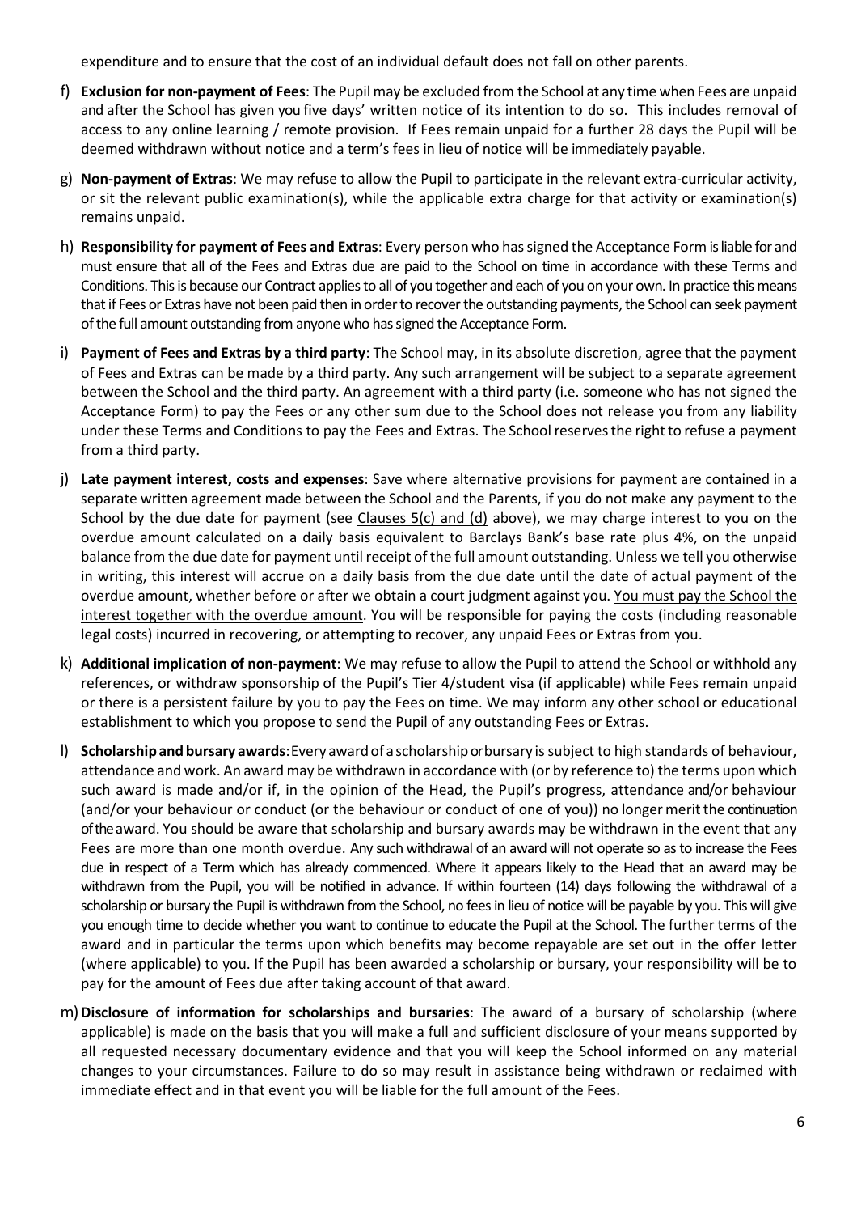expenditure and to ensure that the cost of an individual default does not fall on other parents.

f) **Exclusion for non-payment of Fees**: The Pupil may be excluded from the School at any time when Fees are unpaid and after the School has given you five days' written notice of its intention to do so. This includes removal of access to any online learning / remote provision. If Fees remain unpaid for a further 28 days the Pupil will be deemed withdrawn without notice and a term's fees in lieu of notice will be immediately payable.

g) **Non-payment of Extras**: We may refuse to allow the Pupil to participate in the relevant extra-curricular activity, or sit the relevant public examination(s), while the applicable extra charge for that activity or examination(s) remains unpaid.

h) **Responsibility for payment of Fees and Extras**: Every person who has signed the Acceptance Form is liable for and must ensure that all of the Fees and Extras due are paid to the School on time in accordance with these Terms and Conditions. This is because our Contract applies to all of you together and each of you on your own. In practice this means that if Fees or Extras have not been paid then in order to recover the outstanding payments, the School can seek payment of the full amount outstanding from anyone who has signed the Acceptance Form.

i) **Payment of Fees and Extras by a third party**: The School may, in its absolute discretion, agree that the payment of Fees and Extras can be made by a third party. Any such arrangement will be subject to a separate agreement between the School and the third party. An agreement with a third party (i.e. someone who has not signed the Acceptance Form) to pay the Fees or any other sum due to the School does not release you from any liability under these Terms and Conditions to pay the Fees and Extras. The School reserves the right to refuse a payment from a third party.

j) **Late payment interest, costs and expenses**: Save where alternative provisions for payment are contained in a separate written agreement made between the School and the Parents, if you do not make any payment to the School by the due date for payment (see Clauses 5(c) and (d) above), we may charge interest to you on the overdue amount calculated on a daily basis equivalent to Barclays Bank's base rate plus 4%, on the unpaid balance from the due date for payment until receipt of the full amount outstanding. Unless we tell you otherwise in writing, this interest will accrue on a daily basis from the due date until the date of actual payment of the overdue amount, whether before or after we obtain a court judgment against you. You must pay the School the interest together with the overdue amount. You will be responsible for paying the costs (including reasonable legal costs) incurred in recovering, or attempting to recover, any unpaid Fees or Extras from you.

k) **Additional implication of non-payment**: We may refuse to allow the Pupil to attend the School or withhold any references, or withdraw sponsorship of the Pupil's Tier 4/student visa (if applicable) while Fees remain unpaid or there is a persistent failure by you to pay the Fees on time. We may inform any other school or educational establishment to which you propose to send the Pupil of any outstanding Fees or Extras.

l) **Scholarship and bursary awards**: Every award of a scholarship or bursary is subject to high standards of behaviour, attendance and work. An award may be withdrawn in accordance with (or by reference to) the terms upon which such award is made and/or if, in the opinion of the Head, the Pupil's progress, attendance and/or behaviour (and/or your behaviour or conduct (or the behaviour or conduct of one of you)) no longer merit the continuation of the award. You should be aware that scholarship and bursary awards may be withdrawn in the event that any Fees are more than one month overdue. Any such withdrawal of an award will not operate so as to increase the Fees due in respect of a Term which has already commenced. Where it appears likely to the Head that an award may be withdrawn from the Pupil, you will be notified in advance. If within fourteen (14) days following the withdrawal of a scholarship or bursary the Pupil is withdrawn from the School, no fees in lieu of notice will be payable by you. This will give you enough time to decide whether you want to continue to educate the Pupil at the School. The further terms of the award and in particular the terms upon which benefits may become repayable are set out in the offer letter (where applicable) to you. If the Pupil has been awarded a scholarship or bursary, your responsibility will be to pay for the amount of Fees due after taking account of that award.

m) **Disclosure of information for scholarships and bursaries**: The award of a bursary of scholarship (where applicable) is made on the basis that you will make a full and sufficient disclosure of your means supported by all requested necessary documentary evidence and that you will keep the School informed on any material changes to your circumstances. Failure to do so may result in assistance being withdrawn or reclaimed with immediate effect and in that event you will be liable for the full amount of the Fees.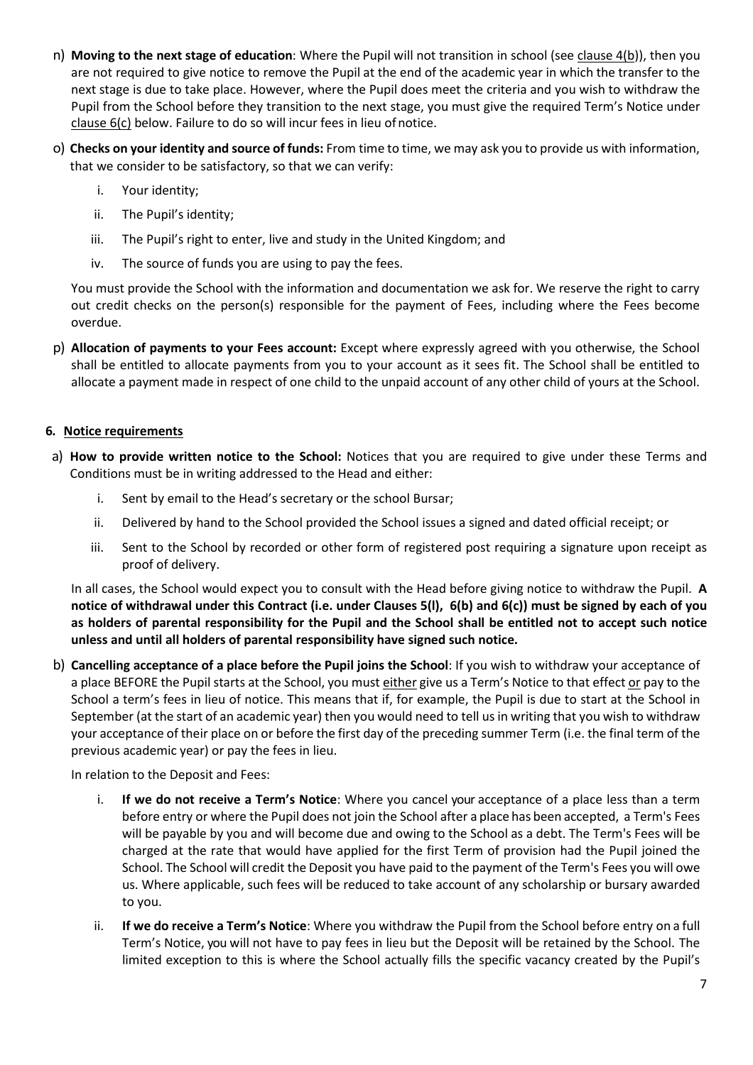n) **Moving to the next stage of education**: Where the Pupil will not transition in school (see clause 4(b)), then you are not required to give notice to remove the Pupil at the end of the academic year in which the transfer to the next stage is due to take place. However, where the Pupil does meet the criteria and you wish to withdraw the Pupil from the School before they transition to the next stage, you must give the required Term's Notice under clause 6(c) below. Failure to do so will incur fees in lieu of notice.

o) **Checks on your identity and source of funds:** From time to time, we may ask you to provide us with information, that we consider to be satisfactory, so that we can verify:

   i. Your identity;

   ii. The Pupil's identity;

   iii. The Pupil's right to enter, live and study in the United Kingdom; and

   iv. The source of funds you are using to pay the fees.

   You must provide the School with the information and documentation we ask for. We reserve the right to carry out credit checks on the person(s) responsible for the payment of Fees, including where the Fees become overdue.

p) **Allocation of payments to your Fees account:** Except where expressly agreed with you otherwise, the School shall be entitled to allocate payments from you to your account as it sees fit. The School shall be entitled to allocate a payment made in respect of one child to the unpaid account of any other child of yours at the School.

**6. Notice requirements**

a) **How to provide written notice to the School:** Notices that you are required to give under these Terms and Conditions must be in writing addressed to the Head and either:

   i. Sent by email to the Head's secretary or the school Bursar;

   ii. Delivered by hand to the School provided the School issues a signed and dated official receipt; or

   iii. Sent to the School by recorded or other form of registered post requiring a signature upon receipt as proof of delivery.

   In all cases, the School would expect you to consult with the Head before giving notice to withdraw the Pupil. **A notice of withdrawal under this Contract (i.e. under Clauses 5(l), 6(b) and 6(c)) must be signed by each of you as holders of parental responsibility for the Pupil and the School shall be entitled not to accept such notice unless and until all holders of parental responsibility have signed such notice.**

b) **Cancelling acceptance of a place before the Pupil joins the School**: If you wish to withdraw your acceptance of a place BEFORE the Pupil starts at the School, you must either give us a Term's Notice to that effect or pay to the School a term's fees in lieu of notice. This means that if, for example, the Pupil is due to start at the School in September (at the start of an academic year) then you would need to tell us in writing that you wish to withdraw your acceptance of their place on or before the first day of the preceding summer Term (i.e. the final term of the previous academic year) or pay the fees in lieu.

   In relation to the Deposit and Fees:

   i. **If we do not receive a Term's Notice**: Where you cancel your acceptance of a place less than a term before entry or where the Pupil does not join the School after a place has been accepted, a Term's Fees will be payable by you and will become due and owing to the School as a debt. The Term's Fees will be charged at the rate that would have applied for the first Term of provision had the Pupil joined the School. The School will credit the Deposit you have paid to the payment of the Term's Fees you will owe us. Where applicable, such fees will be reduced to take account of any scholarship or bursary awarded to you.

   ii. **If we do receive a Term's Notice**: Where you withdraw the Pupil from the School before entry on a full Term's Notice, you will not have to pay fees in lieu but the Deposit will be retained by the School. The limited exception to this is where the School actually fills the specific vacancy created by the Pupil's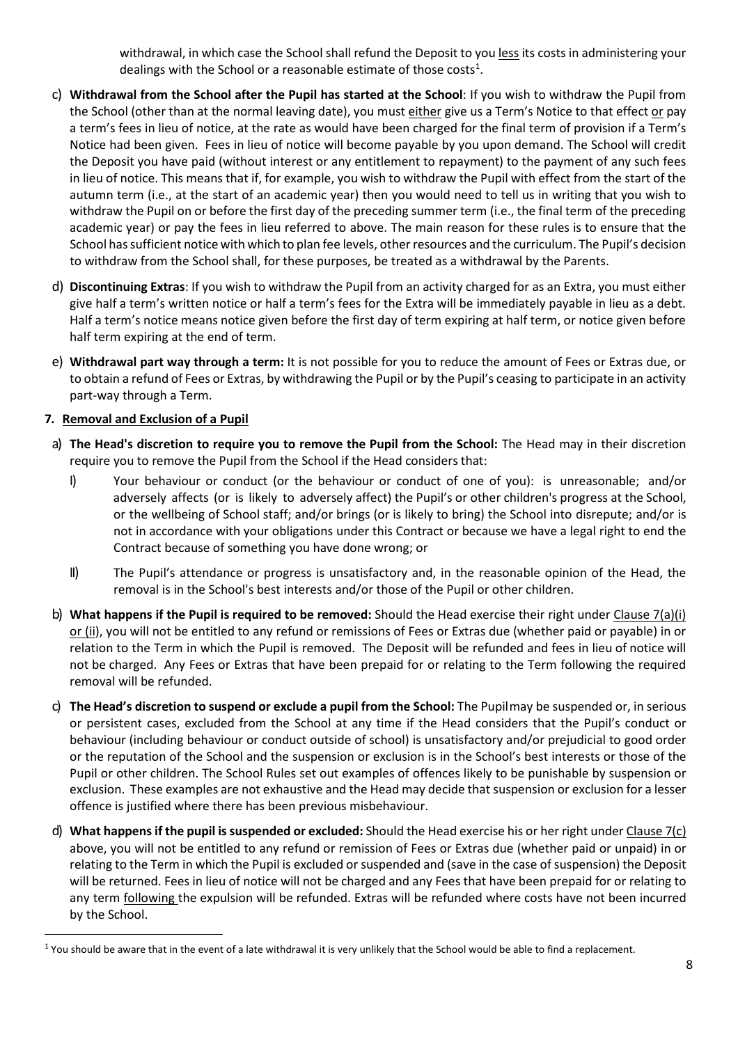withdrawal, in which case the School shall refund the Deposit to you less its costs in administering your dealings with the School or a reasonable estimate of those costs[1].

c) **Withdrawal from the School after the Pupil has started at the School**: If you wish to withdraw the Pupil from the School (other than at the normal leaving date), you must either give us a Term's Notice to that effect or pay a term's fees in lieu of notice, at the rate as would have been charged for the final term of provision if a Term's Notice had been given. Fees in lieu of notice will become payable by you upon demand. The School will credit the Deposit you have paid (without interest or any entitlement to repayment) to the payment of any such fees in lieu of notice. This means that if, for example, you wish to withdraw the Pupil with effect from the start of the autumn term (i.e., at the start of an academic year) then you would need to tell us in writing that you wish to withdraw the Pupil on or before the first day of the preceding summer term (i.e., the final term of the preceding academic year) or pay the fees in lieu referred to above. The main reason for these rules is to ensure that the School has sufficient notice with which to plan fee levels, other resources and the curriculum. The Pupil's decision to withdraw from the School shall, for these purposes, be treated as a withdrawal by the Parents.

d) **Discontinuing Extras**: If you wish to withdraw the Pupil from an activity charged for as an Extra, you must either give half a term's written notice or half a term's fees for the Extra will be immediately payable in lieu as a debt. Half a term's notice means notice given before the first day of term expiring at half term, or notice given before half term expiring at the end of term.

e) **Withdrawal part way through a term:** It is not possible for you to reduce the amount of Fees or Extras due, or to obtain a refund of Fees or Extras, by withdrawing the Pupil or by the Pupil's ceasing to participate in an activity part-way through a Term.

## 7. Removal and Exclusion of a Pupil

a) **The Head's discretion to require you to remove the Pupil from the School:** The Head may in their discretion require you to remove the Pupil from the School if the Head considers that:

   I) Your behaviour or conduct (or the behaviour or conduct of one of you): is unreasonable; and/or adversely affects (or is likely to adversely affect) the Pupil's or other children's progress at the School, or the wellbeing of School staff; and/or brings (or is likely to bring) the School into disrepute; and/or is not in accordance with your obligations under this Contract or because we have a legal right to end the Contract because of something you have done wrong; or

   II) The Pupil's attendance or progress is unsatisfactory and, in the reasonable opinion of the Head, the removal is in the School's best interests and/or those of the Pupil or other children.

b) **What happens if the Pupil is required to be removed:** Should the Head exercise their right under Clause 7(a)(i) or (ii), you will not be entitled to any refund or remissions of Fees or Extras due (whether paid or payable) in or relation to the Term in which the Pupil is removed. The Deposit will be refunded and fees in lieu of notice will not be charged. Any Fees or Extras that have been prepaid for or relating to the Term following the required removal will be refunded.

c) **The Head's discretion to suspend or exclude a pupil from the School:** The Pupil may be suspended or, in serious or persistent cases, excluded from the School at any time if the Head considers that the Pupil's conduct or behaviour (including behaviour or conduct outside of school) is unsatisfactory and/or prejudicial to good order or the reputation of the School and the suspension or exclusion is in the School's best interests or those of the Pupil or other children. The School Rules set out examples of offences likely to be punishable by suspension or exclusion. These examples are not exhaustive and the Head may decide that suspension or exclusion for a lesser offence is justified where there has been previous misbehaviour.

d) **What happens if the pupil is suspended or excluded:** Should the Head exercise his or her right under Clause 7(c) above, you will not be entitled to any refund or remission of Fees or Extras due (whether paid or unpaid) in or relating to the Term in which the Pupil is excluded or suspended and (save in the case of suspension) the Deposit will be returned. Fees in lieu of notice will not be charged and any Fees that have been prepaid for or relating to any term following the expulsion will be refunded. Extras will be refunded where costs have not been incurred by the School.

[1] You should be aware that in the event of a late withdrawal it is very unlikely that the School would be able to find a replacement.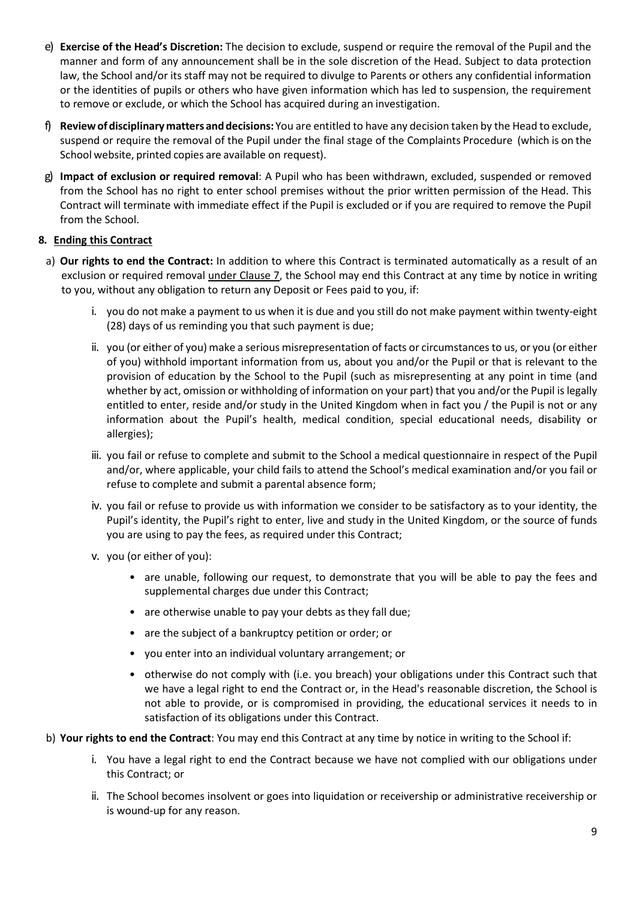e) **Exercise of the Head's Discretion:** The decision to exclude, suspend or require the removal of the Pupil and the manner and form of any announcement shall be in the sole discretion of the Head. Subject to data protection law, the School and/or its staff may not be required to divulge to Parents or others any confidential information or the identities of pupils or others who have given information which has led to suspension, the requirement to remove or exclude, or which the School has acquired during an investigation.

f) **Review of disciplinary matters and decisions:** You are entitled to have any decision taken by the Head to exclude, suspend or require the removal of the Pupil under the final stage of the Complaints Procedure (which is on the School website, printed copies are available on request).

g) **Impact of exclusion or required removal**: A Pupil who has been withdrawn, excluded, suspended or removed from the School has no right to enter school premises without the prior written permission of the Head. This Contract will terminate with immediate effect if the Pupil is excluded or if you are required to remove the Pupil from the School.

**8. Ending this Contract**

a) **Our rights to end the Contract:** In addition to where this Contract is terminated automatically as a result of an exclusion or required removal under Clause 7, the School may end this Contract at any time by notice in writing to you, without any obligation to return any Deposit or Fees paid to you, if:

   i. you do not make a payment to us when it is due and you still do not make payment within twenty-eight (28) days of us reminding you that such payment is due;

   ii. you (or either of you) make a serious misrepresentation of facts or circumstances to us, or you (or either of you) withhold important information from us, about you and/or the Pupil or that is relevant to the provision of education by the School to the Pupil (such as misrepresenting at any point in time (and whether by act, omission or withholding of information on your part) that you and/or the Pupil is legally entitled to enter, reside and/or study in the United Kingdom when in fact you / the Pupil is not or any information about the Pupil's health, medical condition, special educational needs, disability or allergies);

   iii. you fail or refuse to complete and submit to the School a medical questionnaire in respect of the Pupil and/or, where applicable, your child fails to attend the School's medical examination and/or you fail or refuse to complete and submit a parental absence form;

   iv. you fail or refuse to provide us with information we consider to be satisfactory as to your identity, the Pupil's identity, the Pupil's right to enter, live and study in the United Kingdom, or the source of funds you are using to pay the fees, as required under this Contract;

   v. you (or either of you):

      - are unable, following our request, to demonstrate that you will be able to pay the fees and supplemental charges due under this Contract;
      - are otherwise unable to pay your debts as they fall due;
      - are the subject of a bankruptcy petition or order; or
      - you enter into an individual voluntary arrangement; or
      - otherwise do not comply with (i.e. you breach) your obligations under this Contract such that we have a legal right to end the Contract or, in the Head's reasonable discretion, the School is not able to provide, or is compromised in providing, the educational services it needs to in satisfaction of its obligations under this Contract.

b) **Your rights to end the Contract**: You may end this Contract at any time by notice in writing to the School if:

   i. You have a legal right to end the Contract because we have not complied with our obligations under this Contract; or

   ii. The School becomes insolvent or goes into liquidation or receivership or administrative receivership or is wound-up for any reason.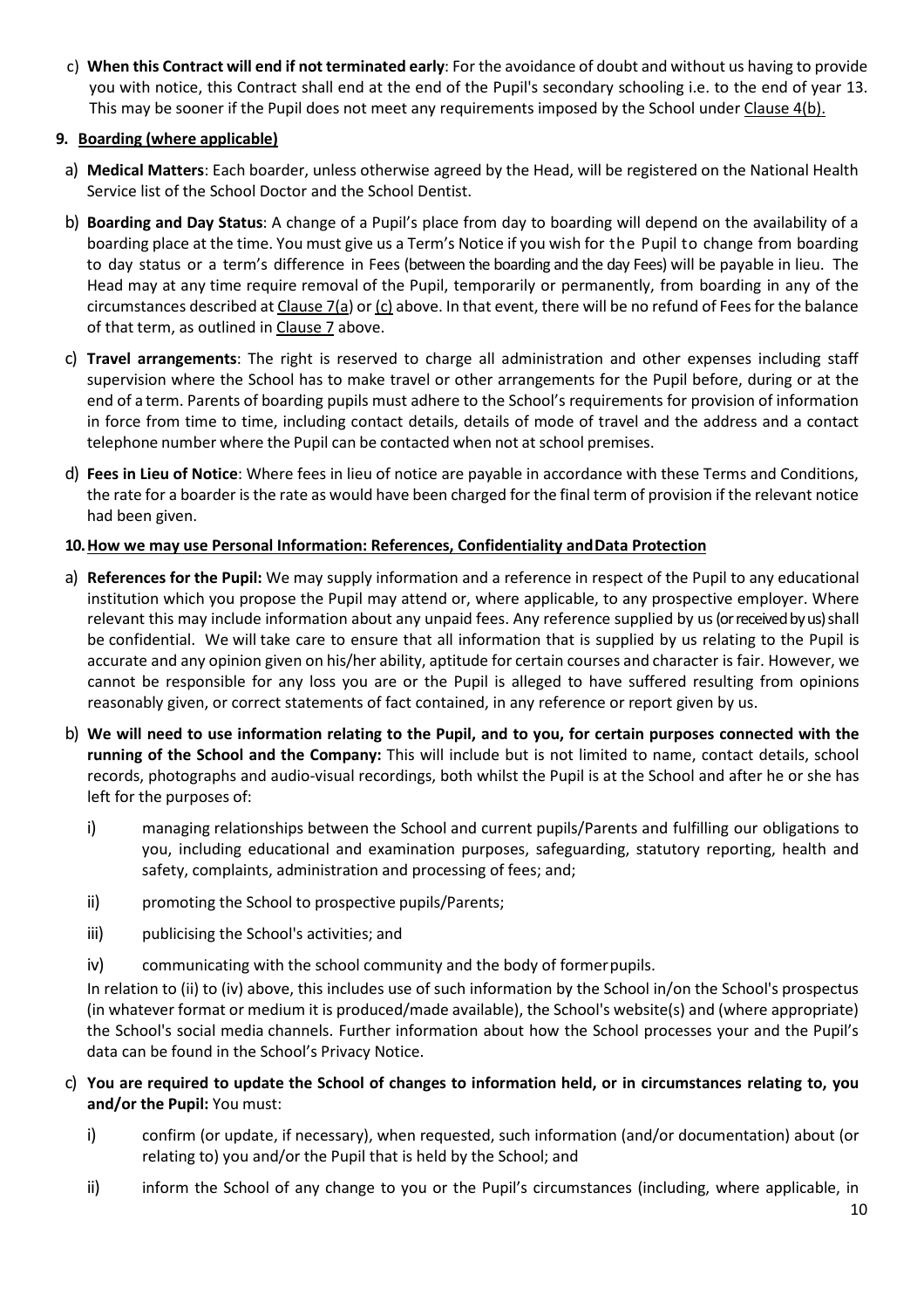c) **When this Contract will end if not terminated early**: For the avoidance of doubt and without us having to provide you with notice, this Contract shall end at the end of the Pupil's secondary schooling i.e. to the end of year 13. This may be sooner if the Pupil does not meet any requirements imposed by the School under Clause 4(b).

## 9. Boarding (where applicable)

a) **Medical Matters**: Each boarder, unless otherwise agreed by the Head, will be registered on the National Health Service list of the School Doctor and the School Dentist.

b) **Boarding and Day Status**: A change of a Pupil's place from day to boarding will depend on the availability of a boarding place at the time. You must give us a Term's Notice if you wish for the Pupil to change from boarding to day status or a term's difference in Fees (between the boarding and the day Fees) will be payable in lieu. The Head may at any time require removal of the Pupil, temporarily or permanently, from boarding in any of the circumstances described at Clause 7(a) or (c) above. In that event, there will be no refund of Fees for the balance of that term, as outlined in Clause 7 above.

c) **Travel arrangements**: The right is reserved to charge all administration and other expenses including staff supervision where the School has to make travel or other arrangements for the Pupil before, during or at the end of a term. Parents of boarding pupils must adhere to the School's requirements for provision of information in force from time to time, including contact details, details of mode of travel and the address and a contact telephone number where the Pupil can be contacted when not at school premises.

d) **Fees in Lieu of Notice**: Where fees in lieu of notice are payable in accordance with these Terms and Conditions, the rate for a boarder is the rate as would have been charged for the final term of provision if the relevant notice had been given.

## 10. How we may use Personal Information: References, Confidentiality and Data Protection

a) **References for the Pupil:** We may supply information and a reference in respect of the Pupil to any educational institution which you propose the Pupil may attend or, where applicable, to any prospective employer. Where relevant this may include information about any unpaid fees. Any reference supplied by us (or received by us) shall be confidential. We will take care to ensure that all information that is supplied by us relating to the Pupil is accurate and any opinion given on his/her ability, aptitude for certain courses and character is fair. However, we cannot be responsible for any loss you are or the Pupil is alleged to have suffered resulting from opinions reasonably given, or correct statements of fact contained, in any reference or report given by us.

b) **We will need to use information relating to the Pupil, and to you, for certain purposes connected with the running of the School and the Company:** This will include but is not limited to name, contact details, school records, photographs and audio-visual recordings, both whilst the Pupil is at the School and after he or she has left for the purposes of:

   i) managing relationships between the School and current pupils/Parents and fulfilling our obligations to you, including educational and examination purposes, safeguarding, statutory reporting, health and safety, complaints, administration and processing of fees; and;

   ii) promoting the School to prospective pupils/Parents;

   iii) publicising the School's activities; and

   iv) communicating with the school community and the body of former pupils.

   In relation to (ii) to (iv) above, this includes use of such information by the School in/on the School's prospectus (in whatever format or medium it is produced/made available), the School's website(s) and (where appropriate) the School's social media channels. Further information about how the School processes your and the Pupil's data can be found in the School's Privacy Notice.

c) **You are required to update the School of changes to information held, or in circumstances relating to, you and/or the Pupil:** You must:

   i) confirm (or update, if necessary), when requested, such information (and/or documentation) about (or relating to) you and/or the Pupil that is held by the School; and

   ii) inform the School of any change to you or the Pupil's circumstances (including, where applicable, in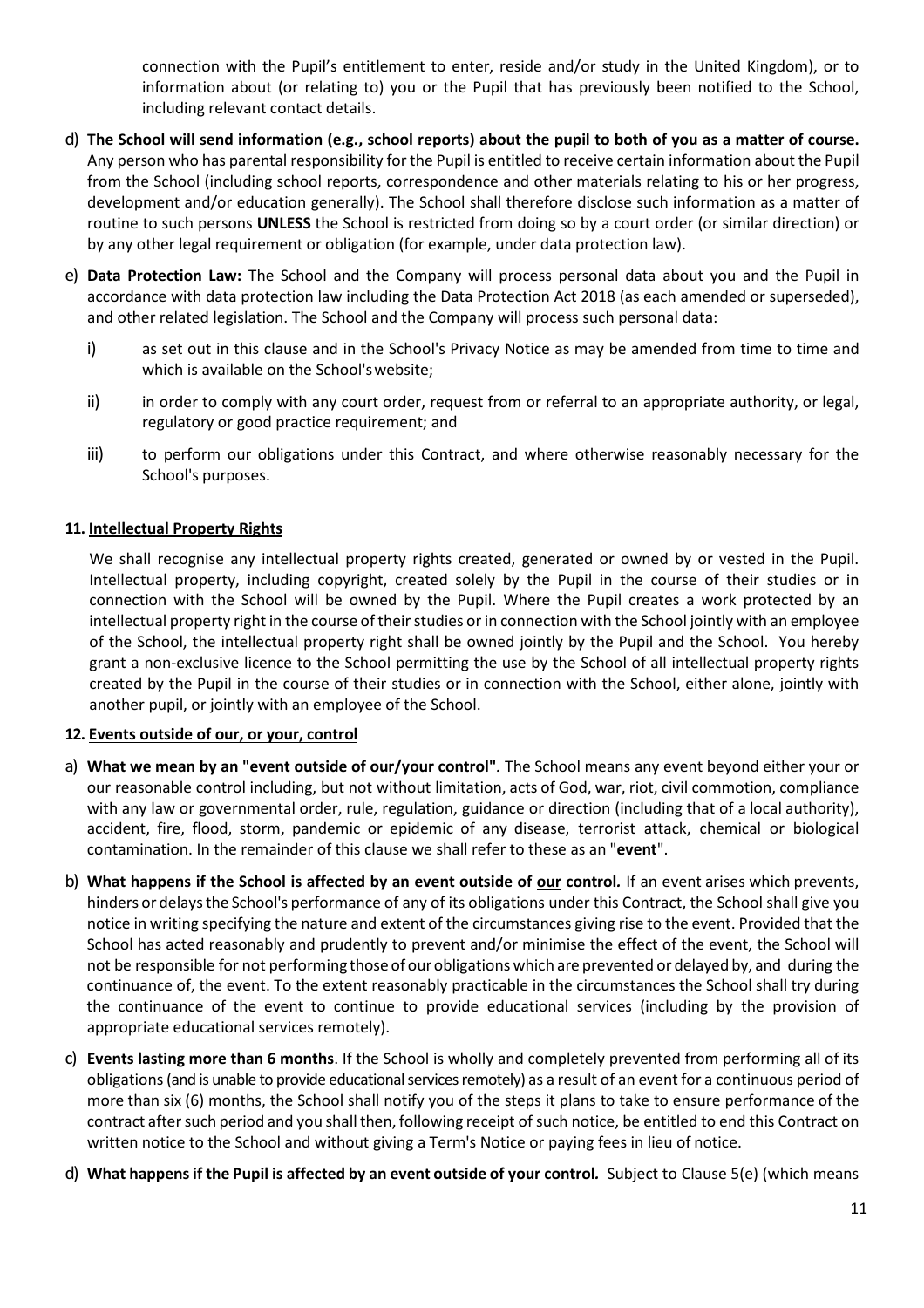connection with the Pupil's entitlement to enter, reside and/or study in the United Kingdom), or to information about (or relating to) you or the Pupil that has previously been notified to the School, including relevant contact details.

d) **The School will send information (e.g., school reports) about the pupil to both of you as a matter of course.** Any person who has parental responsibility for the Pupil is entitled to receive certain information about the Pupil from the School (including school reports, correspondence and other materials relating to his or her progress, development and/or education generally). The School shall therefore disclose such information as a matter of routine to such persons **UNLESS** the School is restricted from doing so by a court order (or similar direction) or by any other legal requirement or obligation (for example, under data protection law).

e) **Data Protection Law:** The School and the Company will process personal data about you and the Pupil in accordance with data protection law including the Data Protection Act 2018 (as each amended or superseded), and other related legislation. The School and the Company will process such personal data:

   i) as set out in this clause and in the School's Privacy Notice as may be amended from time to time and which is available on the School's website;

   ii) in order to comply with any court order, request from or referral to an appropriate authority, or legal, regulatory or good practice requirement; and

   iii) to perform our obligations under this Contract, and where otherwise reasonably necessary for the School's purposes.

**11. Intellectual Property Rights**

We shall recognise any intellectual property rights created, generated or owned by or vested in the Pupil. Intellectual property, including copyright, created solely by the Pupil in the course of their studies or in connection with the School will be owned by the Pupil. Where the Pupil creates a work protected by an intellectual property right in the course of their studies or in connection with the School jointly with an employee of the School, the intellectual property right shall be owned jointly by the Pupil and the School. You hereby grant a non-exclusive licence to the School permitting the use by the School of all intellectual property rights created by the Pupil in the course of their studies or in connection with the School, either alone, jointly with another pupil, or jointly with an employee of the School.

**12. Events outside of our, or your, control**

a) **What we mean by an "event outside of our/your control"**. The School means any event beyond either your or our reasonable control including, but not without limitation, acts of God, war, riot, civil commotion, compliance with any law or governmental order, rule, regulation, guidance or direction (including that of a local authority), accident, fire, flood, storm, pandemic or epidemic of any disease, terrorist attack, chemical or biological contamination. In the remainder of this clause we shall refer to these as an "**event**".

b) **What happens if the School is affected by an event outside of our control.** If an event arises which prevents, hinders or delays the School's performance of any of its obligations under this Contract, the School shall give you notice in writing specifying the nature and extent of the circumstances giving rise to the event. Provided that the School has acted reasonably and prudently to prevent and/or minimise the effect of the event, the School will not be responsible for not performing those of our obligations which are prevented or delayed by, and during the continuance of, the event. To the extent reasonably practicable in the circumstances the School shall try during the continuance of the event to continue to provide educational services (including by the provision of appropriate educational services remotely).

c) **Events lasting more than 6 months**. If the School is wholly and completely prevented from performing all of its obligations (and is unable to provide educational services remotely) as a result of an event for a continuous period of more than six (6) months, the School shall notify you of the steps it plans to take to ensure performance of the contract after such period and you shall then, following receipt of such notice, be entitled to end this Contract on written notice to the School and without giving a Term's Notice or paying fees in lieu of notice.

d) **What happens if the Pupil is affected by an event outside of your control.** Subject to Clause 5(e) (which means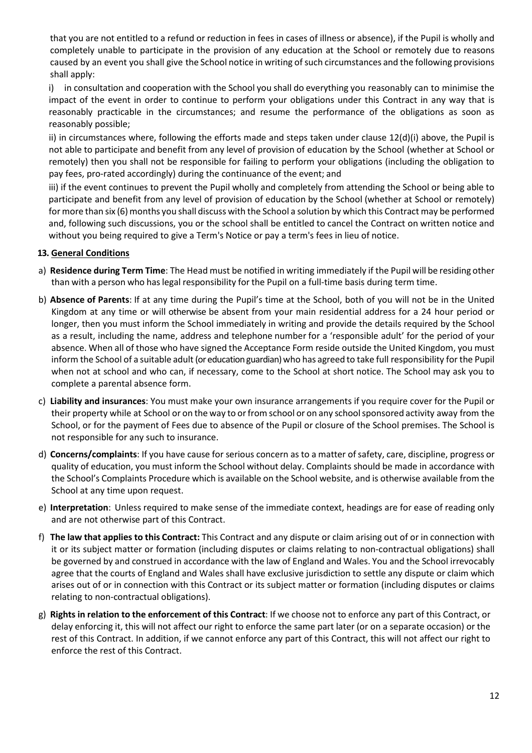that you are not entitled to a refund or reduction in fees in cases of illness or absence), if the Pupil is wholly and completely unable to participate in the provision of any education at the School or remotely due to reasons caused by an event you shall give the School notice in writing of such circumstances and the following provisions shall apply:

i) in consultation and cooperation with the School you shall do everything you reasonably can to minimise the impact of the event in order to continue to perform your obligations under this Contract in any way that is reasonably practicable in the circumstances; and resume the performance of the obligations as soon as reasonably possible;

ii) in circumstances where, following the efforts made and steps taken under clause 12(d)(i) above, the Pupil is not able to participate and benefit from any level of provision of education by the School (whether at School or remotely) then you shall not be responsible for failing to perform your obligations (including the obligation to pay fees, pro-rated accordingly) during the continuance of the event; and

iii) if the event continues to prevent the Pupil wholly and completely from attending the School or being able to participate and benefit from any level of provision of education by the School (whether at School or remotely) for more than six (6) months you shall discuss with the School a solution by which this Contract may be performed and, following such discussions, you or the school shall be entitled to cancel the Contract on written notice and without you being required to give a Term's Notice or pay a term's fees in lieu of notice.

**13. General Conditions**

a) **Residence during Term Time**: The Head must be notified in writing immediately if the Pupil will be residing other than with a person who has legal responsibility for the Pupil on a full-time basis during term time.

b) **Absence of Parents**: If at any time during the Pupil's time at the School, both of you will not be in the United Kingdom at any time or will otherwise be absent from your main residential address for a 24 hour period or longer, then you must inform the School immediately in writing and provide the details required by the School as a result, including the name, address and telephone number for a 'responsible adult' for the period of your absence. When all of those who have signed the Acceptance Form reside outside the United Kingdom, you must inform the School of a suitable adult (or education guardian) who has agreed to take full responsibility for the Pupil when not at school and who can, if necessary, come to the School at short notice. The School may ask you to complete a parental absence form.

c) **Liability and insurances**: You must make your own insurance arrangements if you require cover for the Pupil or their property while at School or on the way to or from school or on any school sponsored activity away from the School, or for the payment of Fees due to absence of the Pupil or closure of the School premises. The School is not responsible for any such to insurance.

d) **Concerns/complaints**: If you have cause for serious concern as to a matter of safety, care, discipline, progress or quality of education, you must inform the School without delay. Complaints should be made in accordance with the School's Complaints Procedure which is available on the School website, and is otherwise available from the School at any time upon request.

e) **Interpretation**: Unless required to make sense of the immediate context, headings are for ease of reading only and are not otherwise part of this Contract.

f) **The law that applies to this Contract:** This Contract and any dispute or claim arising out of or in connection with it or its subject matter or formation (including disputes or claims relating to non-contractual obligations) shall be governed by and construed in accordance with the law of England and Wales. You and the School irrevocably agree that the courts of England and Wales shall have exclusive jurisdiction to settle any dispute or claim which arises out of or in connection with this Contract or its subject matter or formation (including disputes or claims relating to non-contractual obligations).

g) **Rights in relation to the enforcement of this Contract**: If we choose not to enforce any part of this Contract, or delay enforcing it, this will not affect our right to enforce the same part later (or on a separate occasion) or the rest of this Contract. In addition, if we cannot enforce any part of this Contract, this will not affect our right to enforce the rest of this Contract.